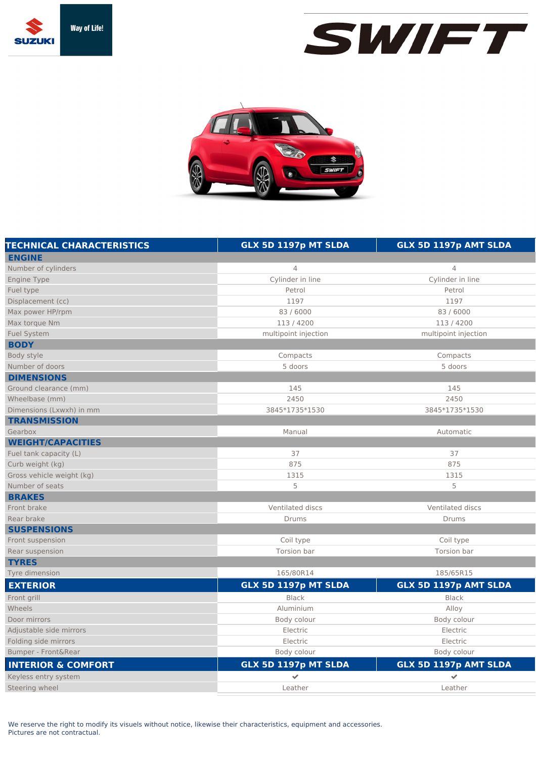# SWIFT

| TECHNICAL CHARACTERISTICS | GLX 5D 1197p MT SLDA | GLX 5D 1197p AMT SLDA |
|---|---|---|
| **ENGINE** | | |
| Number of cylinders | 4 | 4 |
| Engine Type | Cylinder in line | Cylinder in line |
| Fuel type | Petrol | Petrol |
| Displacement (cc) | 1197 | 1197 |
| Max power HP/rpm | 83 / 6000 | 83 / 6000 |
| Max torque Nm | 113 / 4200 | 113 / 4200 |
| Fuel System | multipoint injection | multipoint injection |
| **BODY** | | |
| Body style | Compacts | Compacts |
| Number of doors | 5 doors | 5 doors |
| **DIMENSIONS** | | |
| Ground clearance (mm) | 145 | 145 |
| Wheelbase (mm) | 2450 | 2450 |
| Dimensions (Lxwxh) in mm | 3845*1735*1530 | 3845*1735*1530 |
| **TRANSMISSION** | | |
| Gearbox | Manual | Automatic |
| **WEIGHT/CAPACITIES** | | |
| Fuel tank capacity (L) | 37 | 37 |
| Curb weight (kg) | 875 | 875 |
| Gross vehicle weight (kg) | 1315 | 1315 |
| Number of seats | 5 | 5 |
| **BRAKES** | | |
| Front brake | Ventilated discs | Ventilated discs |
| Rear brake | Drums | Drums |
| **SUSPENSIONS** | | |
| Front suspension | Coil type | Coil type |
| Rear suspension | Torsion bar | Torsion bar |
| **TYRES** | | |
| Tyre dimension | 165/80R14 | 185/65R15 |

| EXTERIOR | GLX 5D 1197p MT SLDA | GLX 5D 1197p AMT SLDA |
|---|---|---|
| Front grill | Black | Black |
| Wheels | Aluminium | Alloy |
| Door mirrors | Body colour | Body colour |
| Adjustable side mirrors | Electric | Electric |
| Folding side mirrors | Electric | Electric |
| Bumper - Front&Rear | Body colour | Body colour |

| INTERIOR & COMFORT | GLX 5D 1197p MT SLDA | GLX 5D 1197p AMT SLDA |
|---|---|---|
| Keyless entry system | ✔ | ✔ |
| Steering wheel | Leather | Leather |

We reserve the right to modify its visuals without notice, likewise their characteristics, equipment and accessories.
Pictures are not contractual.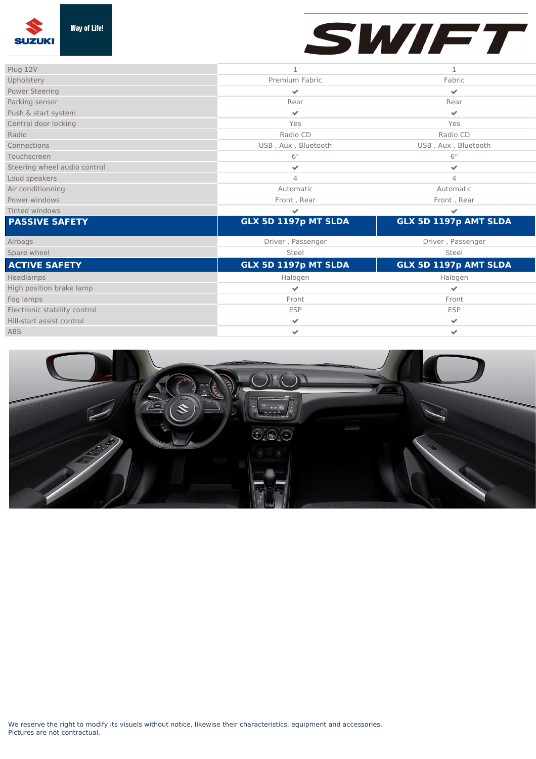| | | |
|---|---|---|
| Plug 12V | 1 | 1 |
| Upholstery | Premium Fabric | Fabric |
| Power Steering | ✔ | ✔ |
| Parking sensor | Rear | Rear |
| Push & start system | ✔ | ✔ |
| Central door locking | Yes | Yes |
| Radio | Radio CD | Radio CD |
| Connections | USB , Aux , Bluetooth | USB , Aux , Bluetooth |
| Touchscreen | 6" | 6" |
| Steering wheel audio control | ✔ | ✔ |
| Loud speakers | 4 | 4 |
| Air conditionning | Automatic | Automatic |
| Power windows | Front , Rear | Front , Rear |
| Tinted windows | ✔ | ✔ |
| **PASSIVE SAFETY** | **GLX 5D 1197p MT SLDA** | **GLX 5D 1197p AMT SLDA** |
| Airbags | Driver , Passenger | Driver , Passenger |
| Spare wheel | Steel | Steel |
| **ACTIVE SAFETY** | **GLX 5D 1197p MT SLDA** | **GLX 5D 1197p AMT SLDA** |
| Headlamps | Halogen | Halogen |
| High position brake lamp | ✔ | ✔ |
| Fog lamps | Front | Front |
| Electronic stability control | ESP | ESP |
| Hill-start assist control | ✔ | ✔ |
| ABS | ✔ | ✔ |

We reserve the right to modify its visuels without notice, likewise their characteristics, equipment and accessories.
Pictures are not contractual.